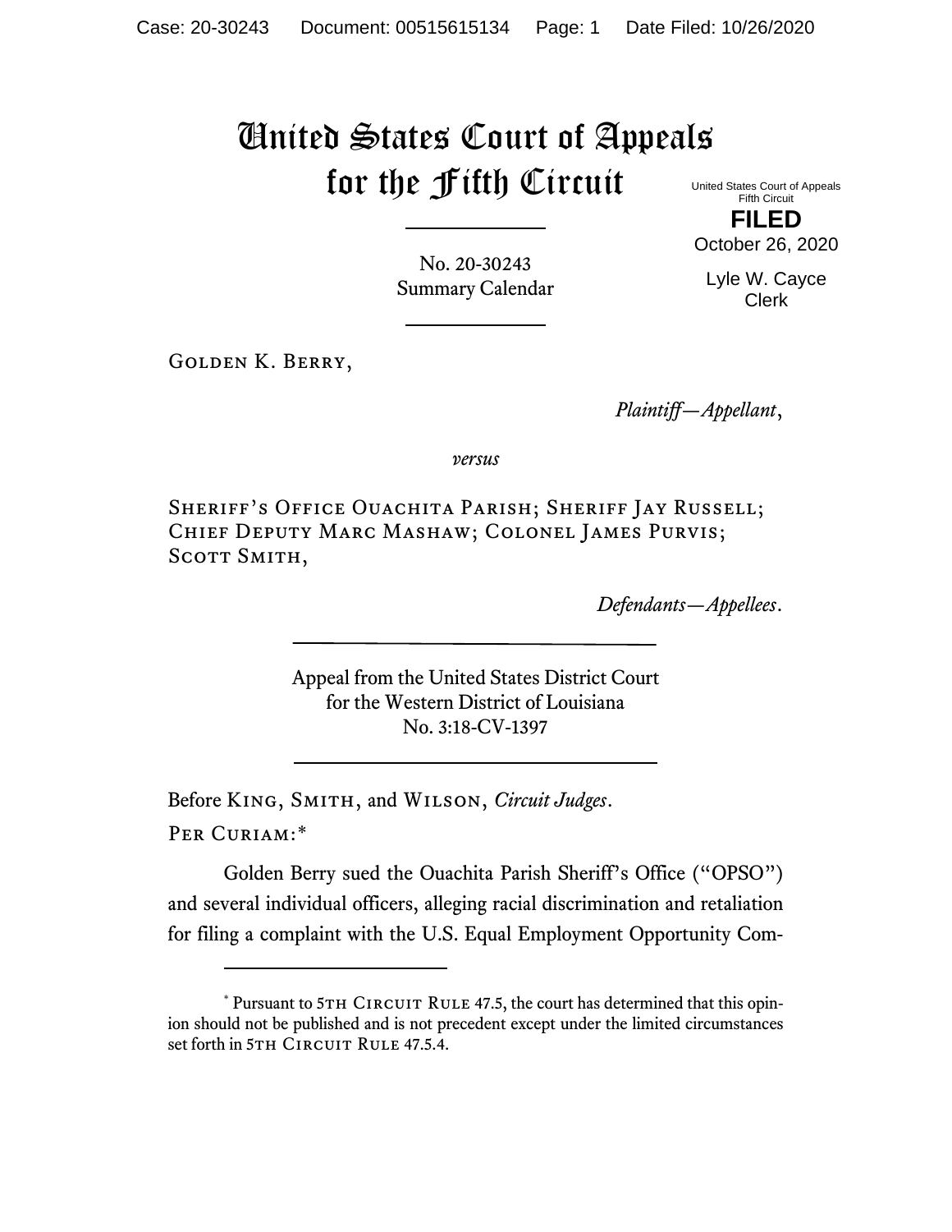# United States Court of Appeals for the Fifth Circuit

United States Court of Appeals
Fifth Circuit

**FILED**

October 26, 2020

Lyle W. Cayce
Clerk

No. 20-30243
Summary Calendar

---

Golden K. Berry,

*Plaintiff—Appellant*,

*versus*

Sheriff's Office Ouachita Parish; Sheriff Jay Russell; Chief Deputy Marc Mashaw; Colonel James Purvis; Scott Smith,

*Defendants—Appellees*.

---

Appeal from the United States District Court
for the Western District of Louisiana
No. 3:18-CV-1397

---

Before King, Smith, and Wilson, *Circuit Judges*.

Per Curiam:*

Golden Berry sued the Ouachita Parish Sheriff's Office ("OPSO") and several individual officers, alleging racial discrimination and retaliation for filing a complaint with the U.S. Equal Employment Opportunity Com-

---

\* Pursuant to 5th Circuit Rule 47.5, the court has determined that this opinion should not be published and is not precedent except under the limited circumstances set forth in 5th Circuit Rule 47.5.4.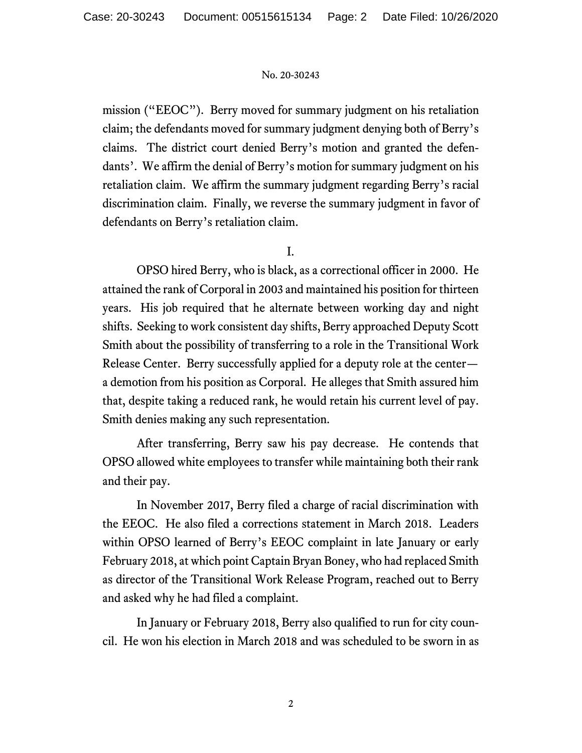mission ("EEOC"). Berry moved for summary judgment on his retaliation claim; the defendants moved for summary judgment denying both of Berry's claims. The district court denied Berry's motion and granted the defendants'. We affirm the denial of Berry's motion for summary judgment on his retaliation claim. We affirm the summary judgment regarding Berry's racial discrimination claim. Finally, we reverse the summary judgment in favor of defendants on Berry's retaliation claim.

I.

OPSO hired Berry, who is black, as a correctional officer in 2000. He attained the rank of Corporal in 2003 and maintained his position for thirteen years. His job required that he alternate between working day and night shifts. Seeking to work consistent day shifts, Berry approached Deputy Scott Smith about the possibility of transferring to a role in the Transitional Work Release Center. Berry successfully applied for a deputy role at the center—a demotion from his position as Corporal. He alleges that Smith assured him that, despite taking a reduced rank, he would retain his current level of pay. Smith denies making any such representation.

After transferring, Berry saw his pay decrease. He contends that OPSO allowed white employees to transfer while maintaining both their rank and their pay.

In November 2017, Berry filed a charge of racial discrimination with the EEOC. He also filed a corrections statement in March 2018. Leaders within OPSO learned of Berry's EEOC complaint in late January or early February 2018, at which point Captain Bryan Boney, who had replaced Smith as director of the Transitional Work Release Program, reached out to Berry and asked why he had filed a complaint.

In January or February 2018, Berry also qualified to run for city council. He won his election in March 2018 and was scheduled to be sworn in as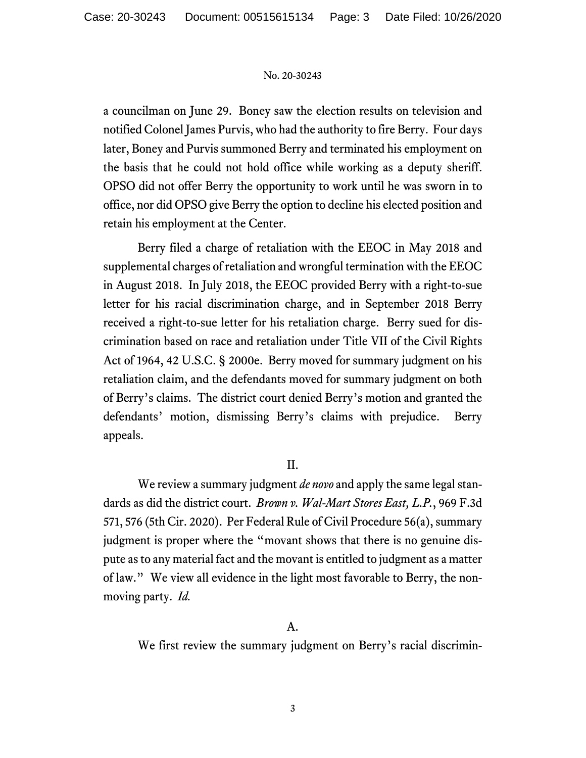a councilman on June 29. Boney saw the election results on television and notified Colonel James Purvis, who had the authority to fire Berry. Four days later, Boney and Purvis summoned Berry and terminated his employment on the basis that he could not hold office while working as a deputy sheriff. OPSO did not offer Berry the opportunity to work until he was sworn in to office, nor did OPSO give Berry the option to decline his elected position and retain his employment at the Center.

Berry filed a charge of retaliation with the EEOC in May 2018 and supplemental charges of retaliation and wrongful termination with the EEOC in August 2018. In July 2018, the EEOC provided Berry with a right-to-sue letter for his racial discrimination charge, and in September 2018 Berry received a right-to-sue letter for his retaliation charge. Berry sued for discrimination based on race and retaliation under Title VII of the Civil Rights Act of 1964, 42 U.S.C. § 2000e. Berry moved for summary judgment on his retaliation claim, and the defendants moved for summary judgment on both of Berry's claims. The district court denied Berry's motion and granted the defendants' motion, dismissing Berry's claims with prejudice. Berry appeals.

## II.

We review a summary judgment *de novo* and apply the same legal standards as did the district court. *Brown v. Wal-Mart Stores East, L.P.*, 969 F.3d 571, 576 (5th Cir. 2020). Per Federal Rule of Civil Procedure 56(a), summary judgment is proper where the "movant shows that there is no genuine dispute as to any material fact and the movant is entitled to judgment as a matter of law." We view all evidence in the light most favorable to Berry, the nonmoving party. *Id.*

### A.

We first review the summary judgment on Berry's racial discrimin-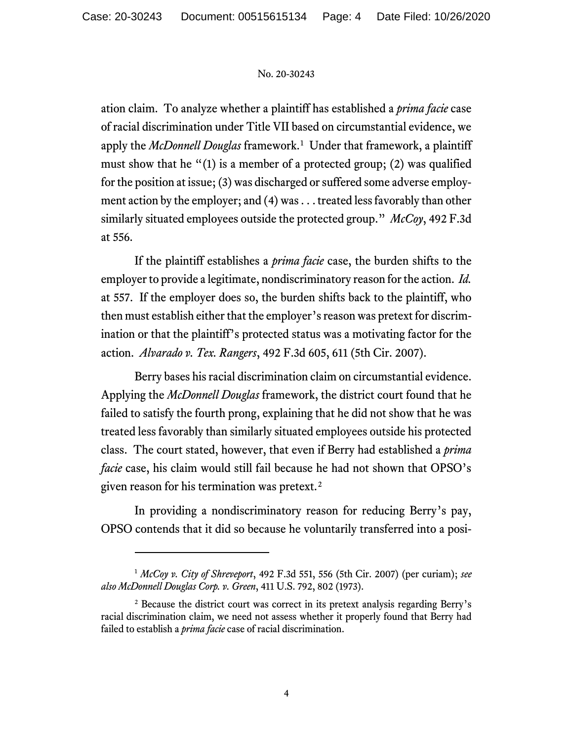ation claim. To analyze whether a plaintiff has established a *prima facie* case of racial discrimination under Title VII based on circumstantial evidence, we apply the *McDonnell Douglas* framework.[1] Under that framework, a plaintiff must show that he "(1) is a member of a protected group; (2) was qualified for the position at issue; (3) was discharged or suffered some adverse employment action by the employer; and (4) was . . . treated less favorably than other similarly situated employees outside the protected group." *McCoy*, 492 F.3d at 556.

If the plaintiff establishes a *prima facie* case, the burden shifts to the employer to provide a legitimate, nondiscriminatory reason for the action. *Id.* at 557. If the employer does so, the burden shifts back to the plaintiff, who then must establish either that the employer's reason was pretext for discrimination or that the plaintiff's protected status was a motivating factor for the action. *Alvarado v. Tex. Rangers*, 492 F.3d 605, 611 (5th Cir. 2007).

Berry bases his racial discrimination claim on circumstantial evidence. Applying the *McDonnell Douglas* framework, the district court found that he failed to satisfy the fourth prong, explaining that he did not show that he was treated less favorably than similarly situated employees outside his protected class. The court stated, however, that even if Berry had established a *prima facie* case, his claim would still fail because he had not shown that OPSO's given reason for his termination was pretext.[2]

In providing a nondiscriminatory reason for reducing Berry's pay, OPSO contends that it did so because he voluntarily transferred into a posi-

---

[1] *McCoy v. City of Shreveport*, 492 F.3d 551, 556 (5th Cir. 2007) (per curiam); *see also McDonnell Douglas Corp. v. Green*, 411 U.S. 792, 802 (1973).

[2] Because the district court was correct in its pretext analysis regarding Berry's racial discrimination claim, we need not assess whether it properly found that Berry had failed to establish a *prima facie* case of racial discrimination.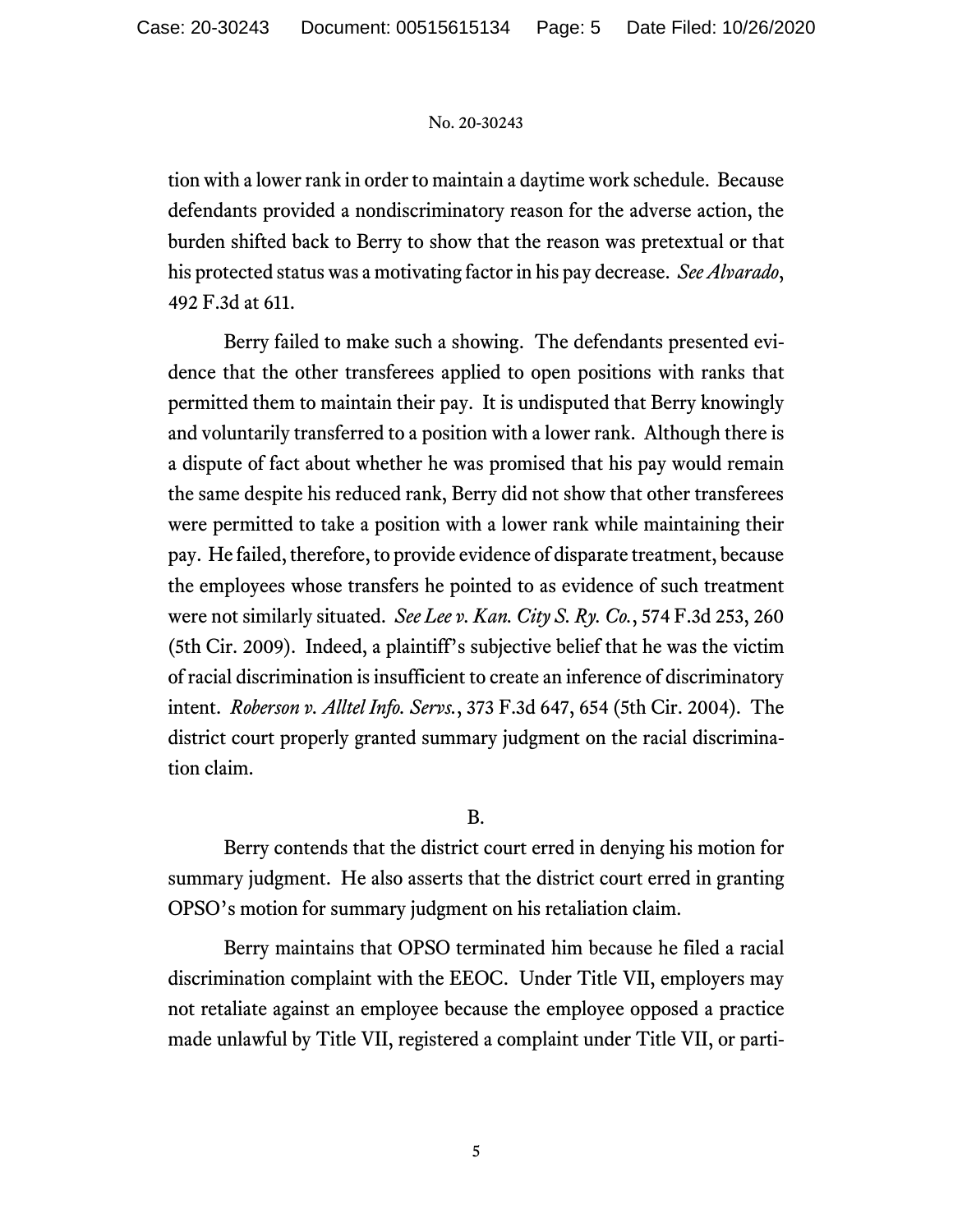tion with a lower rank in order to maintain a daytime work schedule. Because defendants provided a nondiscriminatory reason for the adverse action, the burden shifted back to Berry to show that the reason was pretextual or that his protected status was a motivating factor in his pay decrease. *See Alvarado*, 492 F.3d at 611.

Berry failed to make such a showing. The defendants presented evidence that the other transferees applied to open positions with ranks that permitted them to maintain their pay. It is undisputed that Berry knowingly and voluntarily transferred to a position with a lower rank. Although there is a dispute of fact about whether he was promised that his pay would remain the same despite his reduced rank, Berry did not show that other transferees were permitted to take a position with a lower rank while maintaining their pay. He failed, therefore, to provide evidence of disparate treatment, because the employees whose transfers he pointed to as evidence of such treatment were not similarly situated. *See Lee v. Kan. City S. Ry. Co.*, 574 F.3d 253, 260 (5th Cir. 2009). Indeed, a plaintiff's subjective belief that he was the victim of racial discrimination is insufficient to create an inference of discriminatory intent. *Roberson v. Alltel Info. Servs.*, 373 F.3d 647, 654 (5th Cir. 2004). The district court properly granted summary judgment on the racial discrimination claim.

## B.

Berry contends that the district court erred in denying his motion for summary judgment. He also asserts that the district court erred in granting OPSO's motion for summary judgment on his retaliation claim.

Berry maintains that OPSO terminated him because he filed a racial discrimination complaint with the EEOC. Under Title VII, employers may not retaliate against an employee because the employee opposed a practice made unlawful by Title VII, registered a complaint under Title VII, or parti-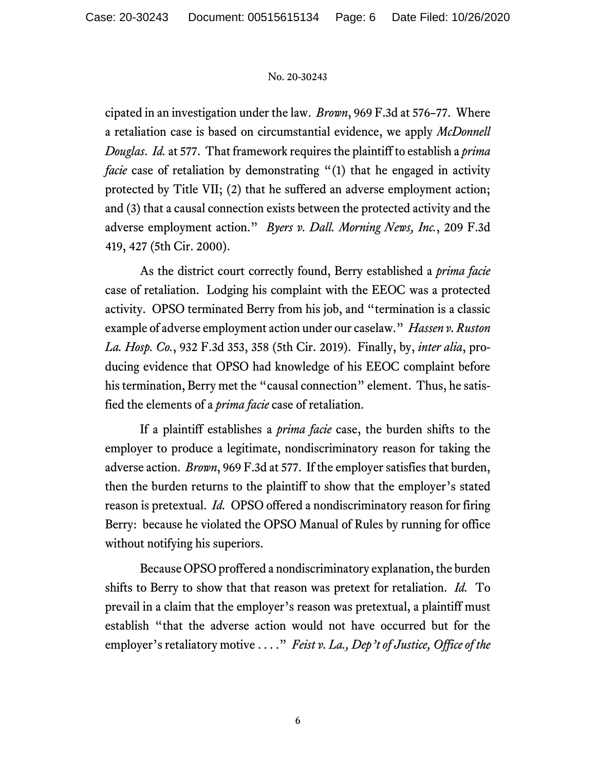cipated in an investigation under the law. *Brown*, 969 F.3d at 576–77. Where a retaliation case is based on circumstantial evidence, we apply *McDonnell Douglas*. *Id.* at 577. That framework requires the plaintiff to establish a *prima facie* case of retaliation by demonstrating "(1) that he engaged in activity protected by Title VII; (2) that he suffered an adverse employment action; and (3) that a causal connection exists between the protected activity and the adverse employment action." *Byers v. Dall. Morning News, Inc.*, 209 F.3d 419, 427 (5th Cir. 2000).

As the district court correctly found, Berry established a *prima facie* case of retaliation. Lodging his complaint with the EEOC was a protected activity. OPSO terminated Berry from his job, and "termination is a classic example of adverse employment action under our caselaw." *Hassen v. Ruston La. Hosp. Co.*, 932 F.3d 353, 358 (5th Cir. 2019). Finally, by, *inter alia*, producing evidence that OPSO had knowledge of his EEOC complaint before his termination, Berry met the "causal connection" element. Thus, he satisfied the elements of a *prima facie* case of retaliation.

If a plaintiff establishes a *prima facie* case, the burden shifts to the employer to produce a legitimate, nondiscriminatory reason for taking the adverse action. *Brown*, 969 F.3d at 577. If the employer satisfies that burden, then the burden returns to the plaintiff to show that the employer's stated reason is pretextual. *Id.* OPSO offered a nondiscriminatory reason for firing Berry: because he violated the OPSO Manual of Rules by running for office without notifying his superiors.

Because OPSO proffered a nondiscriminatory explanation, the burden shifts to Berry to show that that reason was pretext for retaliation. *Id.* To prevail in a claim that the employer's reason was pretextual, a plaintiff must establish "that the adverse action would not have occurred but for the employer's retaliatory motive . . . ." *Feist v. La., Dep't of Justice, Office of the*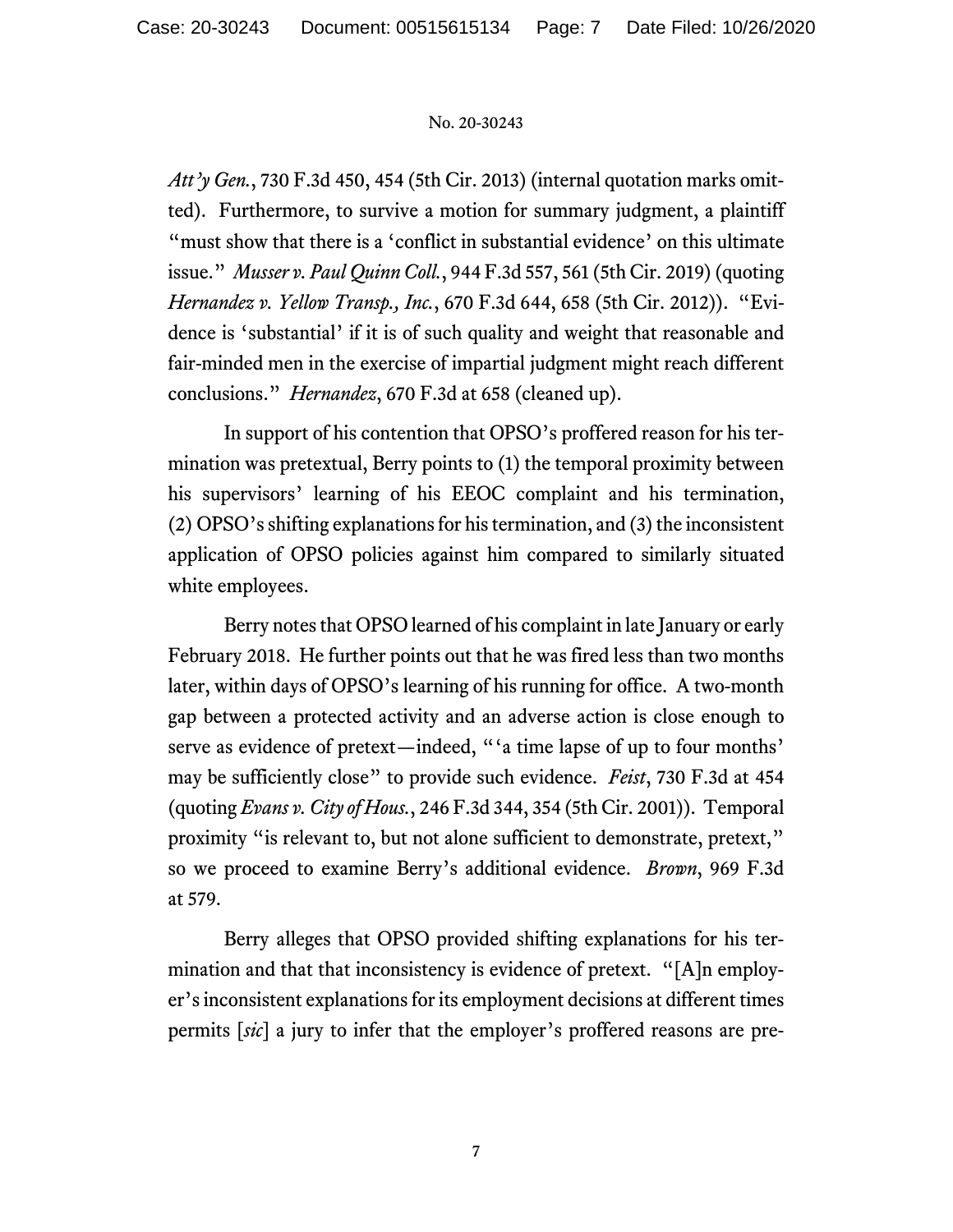*Att'y Gen.*, 730 F.3d 450, 454 (5th Cir. 2013) (internal quotation marks omitted). Furthermore, to survive a motion for summary judgment, a plaintiff "must show that there is a 'conflict in substantial evidence' on this ultimate issue." *Musser v. Paul Quinn Coll.*, 944 F.3d 557, 561 (5th Cir. 2019) (quoting *Hernandez v. Yellow Transp., Inc.*, 670 F.3d 644, 658 (5th Cir. 2012)). "Evidence is 'substantial' if it is of such quality and weight that reasonable and fair-minded men in the exercise of impartial judgment might reach different conclusions." *Hernandez*, 670 F.3d at 658 (cleaned up).

In support of his contention that OPSO's proffered reason for his termination was pretextual, Berry points to (1) the temporal proximity between his supervisors' learning of his EEOC complaint and his termination, (2) OPSO's shifting explanations for his termination, and (3) the inconsistent application of OPSO policies against him compared to similarly situated white employees.

Berry notes that OPSO learned of his complaint in late January or early February 2018. He further points out that he was fired less than two months later, within days of OPSO's learning of his running for office. A two-month gap between a protected activity and an adverse action is close enough to serve as evidence of pretext—indeed, "'a time lapse of up to four months' may be sufficiently close" to provide such evidence. *Feist*, 730 F.3d at 454 (quoting *Evans v. City of Hous.*, 246 F.3d 344, 354 (5th Cir. 2001)). Temporal proximity "is relevant to, but not alone sufficient to demonstrate, pretext," so we proceed to examine Berry's additional evidence. *Brown*, 969 F.3d at 579.

Berry alleges that OPSO provided shifting explanations for his termination and that that inconsistency is evidence of pretext. "[A]n employer's inconsistent explanations for its employment decisions at different times permits [*sic*] a jury to infer that the employer's proffered reasons are pre-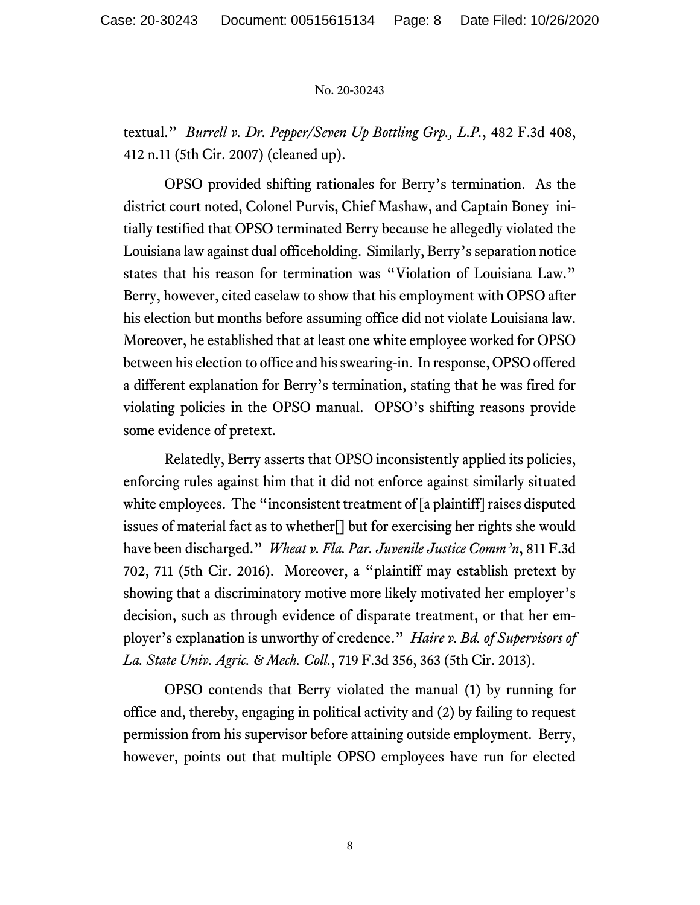textual." *Burrell v. Dr. Pepper/Seven Up Bottling Grp., L.P.*, 482 F.3d 408, 412 n.11 (5th Cir. 2007) (cleaned up).

OPSO provided shifting rationales for Berry's termination. As the district court noted, Colonel Purvis, Chief Mashaw, and Captain Boney initially testified that OPSO terminated Berry because he allegedly violated the Louisiana law against dual officeholding. Similarly, Berry's separation notice states that his reason for termination was "Violation of Louisiana Law." Berry, however, cited caselaw to show that his employment with OPSO after his election but months before assuming office did not violate Louisiana law. Moreover, he established that at least one white employee worked for OPSO between his election to office and his swearing-in. In response, OPSO offered a different explanation for Berry's termination, stating that he was fired for violating policies in the OPSO manual. OPSO's shifting reasons provide some evidence of pretext.

Relatedly, Berry asserts that OPSO inconsistently applied its policies, enforcing rules against him that it did not enforce against similarly situated white employees. The "inconsistent treatment of [a plaintiff] raises disputed issues of material fact as to whether[] but for exercising her rights she would have been discharged." *Wheat v. Fla. Par. Juvenile Justice Comm'n*, 811 F.3d 702, 711 (5th Cir. 2016). Moreover, a "plaintiff may establish pretext by showing that a discriminatory motive more likely motivated her employer's decision, such as through evidence of disparate treatment, or that her employer's explanation is unworthy of credence." *Haire v. Bd. of Supervisors of La. State Univ. Agric. & Mech. Coll.*, 719 F.3d 356, 363 (5th Cir. 2013).

OPSO contends that Berry violated the manual (1) by running for office and, thereby, engaging in political activity and (2) by failing to request permission from his supervisor before attaining outside employment. Berry, however, points out that multiple OPSO employees have run for elected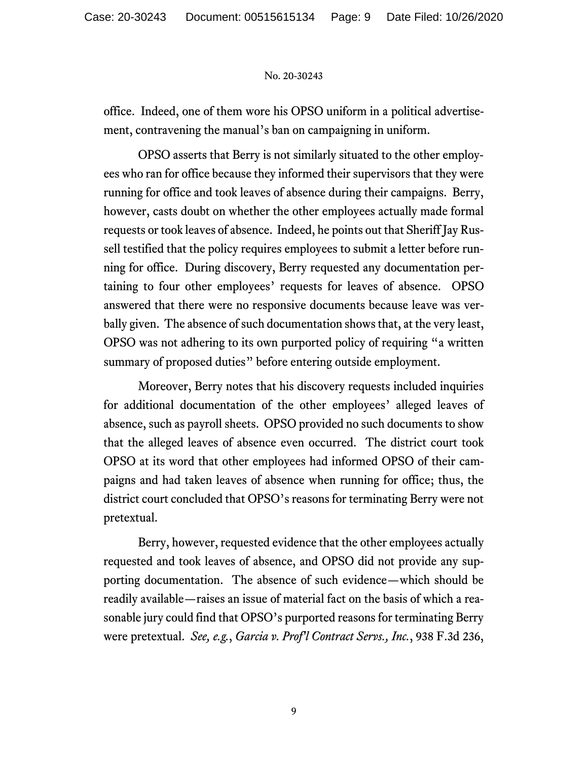office. Indeed, one of them wore his OPSO uniform in a political advertisement, contravening the manual's ban on campaigning in uniform.

OPSO asserts that Berry is not similarly situated to the other employees who ran for office because they informed their supervisors that they were running for office and took leaves of absence during their campaigns. Berry, however, casts doubt on whether the other employees actually made formal requests or took leaves of absence. Indeed, he points out that Sheriff Jay Russell testified that the policy requires employees to submit a letter before running for office. During discovery, Berry requested any documentation pertaining to four other employees' requests for leaves of absence. OPSO answered that there were no responsive documents because leave was verbally given. The absence of such documentation shows that, at the very least, OPSO was not adhering to its own purported policy of requiring "a written summary of proposed duties" before entering outside employment.

Moreover, Berry notes that his discovery requests included inquiries for additional documentation of the other employees' alleged leaves of absence, such as payroll sheets. OPSO provided no such documents to show that the alleged leaves of absence even occurred. The district court took OPSO at its word that other employees had informed OPSO of their campaigns and had taken leaves of absence when running for office; thus, the district court concluded that OPSO's reasons for terminating Berry were not pretextual.

Berry, however, requested evidence that the other employees actually requested and took leaves of absence, and OPSO did not provide any supporting documentation. The absence of such evidence—which should be readily available—raises an issue of material fact on the basis of which a reasonable jury could find that OPSO's purported reasons for terminating Berry were pretextual. *See, e.g.*, *Garcia v. Prof'l Contract Servs., Inc.*, 938 F.3d 236,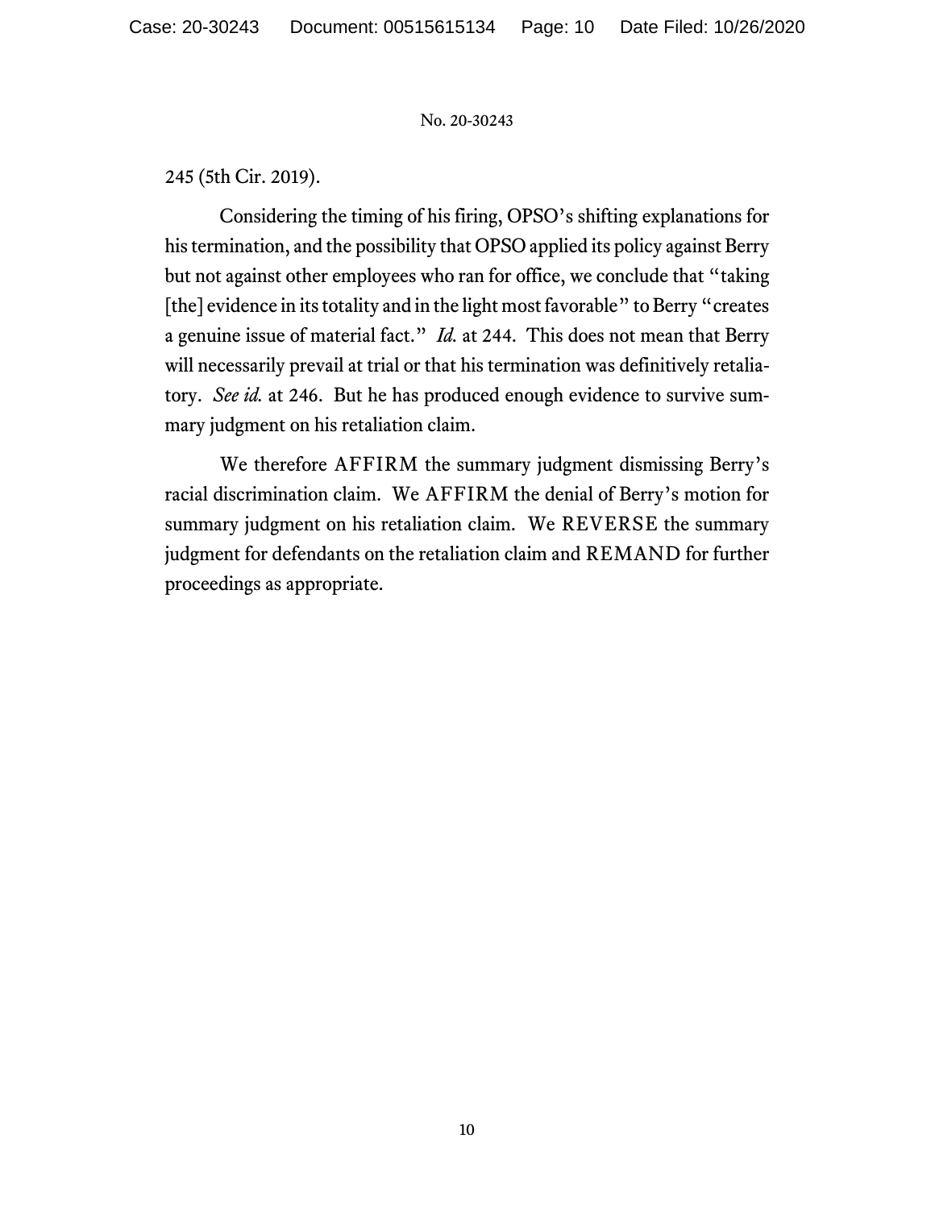245 (5th Cir. 2019).

Considering the timing of his firing, OPSO's shifting explanations for his termination, and the possibility that OPSO applied its policy against Berry but not against other employees who ran for office, we conclude that "taking [the] evidence in its totality and in the light most favorable" to Berry "creates a genuine issue of material fact." *Id.* at 244. This does not mean that Berry will necessarily prevail at trial or that his termination was definitively retaliatory. *See id.* at 246. But he has produced enough evidence to survive summary judgment on his retaliation claim.

We therefore AFFIRM the summary judgment dismissing Berry's racial discrimination claim. We AFFIRM the denial of Berry's motion for summary judgment on his retaliation claim. We REVERSE the summary judgment for defendants on the retaliation claim and REMAND for further proceedings as appropriate.